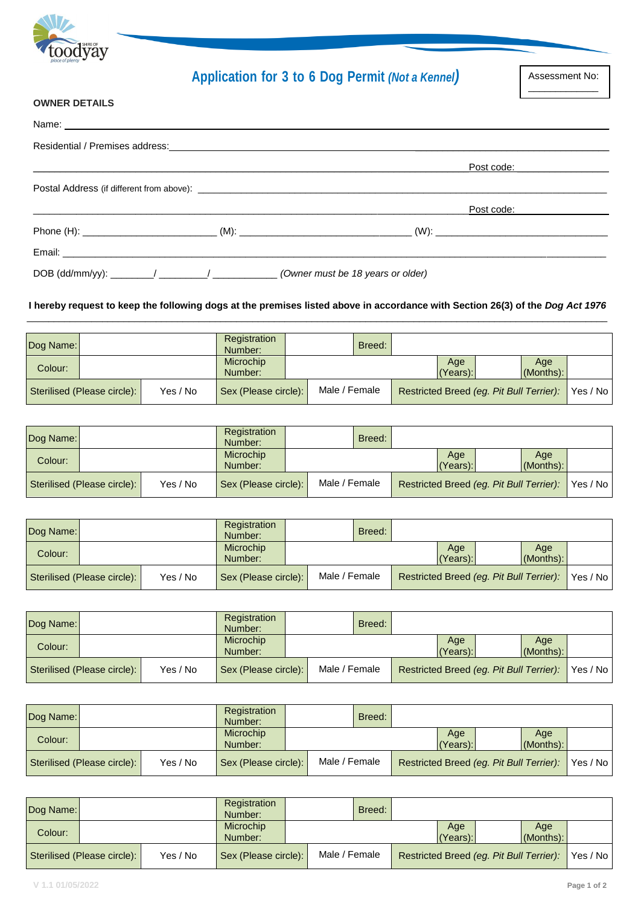# Application for 3 to 6 Dog Permit *(Not a Kennel)*

Assessment No: ____________

**OWNER DETAILS**

Name: ______________________________________________________________

Residential / Premises address: ______________________________________________

______________________________________________ Post code: ____________

Postal Address (if different from above): ______________________________________

______________________________________________ Post code: ____________

Phone (H): ______________________ (M): ___________________________ (W): ____________________________

Email: ______________________________________________________________

DOB (dd/mm/yy): ________/ ________/ ___________ *(Owner must be 18 years or older)*

**I hereby request to keep the following dogs at the premises listed above in accordance with Section 26(3) of the *Dog Act 1976***

| Dog Name: | | Registration Number: | | Breed: | | | | |
|---|---|---|---|---|---|---|---|---|
| Colour: | | Microchip Number: | | | Age (Years): | | Age (Months): | |
| Sterilised (Please circle): | Yes / No | Sex (Please circle): | Male / Female | | Restricted Breed *(eg. Pit Bull Terrier)*: | | | Yes / No |

| Dog Name: | | Registration Number: | | Breed: | | | | |
|---|---|---|---|---|---|---|---|---|
| Colour: | | Microchip Number: | | | Age (Years): | | Age (Months): | |
| Sterilised (Please circle): | Yes / No | Sex (Please circle): | Male / Female | | Restricted Breed *(eg. Pit Bull Terrier)*: | | | Yes / No |

| Dog Name: | | Registration Number: | | Breed: | | | | |
|---|---|---|---|---|---|---|---|---|
| Colour: | | Microchip Number: | | | Age (Years): | | Age (Months): | |
| Sterilised (Please circle): | Yes / No | Sex (Please circle): | Male / Female | | Restricted Breed *(eg. Pit Bull Terrier)*: | | | Yes / No |

| Dog Name: | | Registration Number: | | Breed: | | | | |
|---|---|---|---|---|---|---|---|---|
| Colour: | | Microchip Number: | | | Age (Years): | | Age (Months): | |
| Sterilised (Please circle): | Yes / No | Sex (Please circle): | Male / Female | | Restricted Breed *(eg. Pit Bull Terrier)*: | | | Yes / No |

| Dog Name: | | Registration Number: | | Breed: | | | | |
|---|---|---|---|---|---|---|---|---|
| Colour: | | Microchip Number: | | | Age (Years): | | Age (Months): | |
| Sterilised (Please circle): | Yes / No | Sex (Please circle): | Male / Female | | Restricted Breed *(eg. Pit Bull Terrier)*: | | | Yes / No |

| Dog Name: | | Registration Number: | | Breed: | | | | |
|---|---|---|---|---|---|---|---|---|
| Colour: | | Microchip Number: | | | Age (Years): | | Age (Months): | |
| Sterilised (Please circle): | Yes / No | Sex (Please circle): | Male / Female | | Restricted Breed *(eg. Pit Bull Terrier)*: | | | Yes / No |

V 1.1 01/05/2022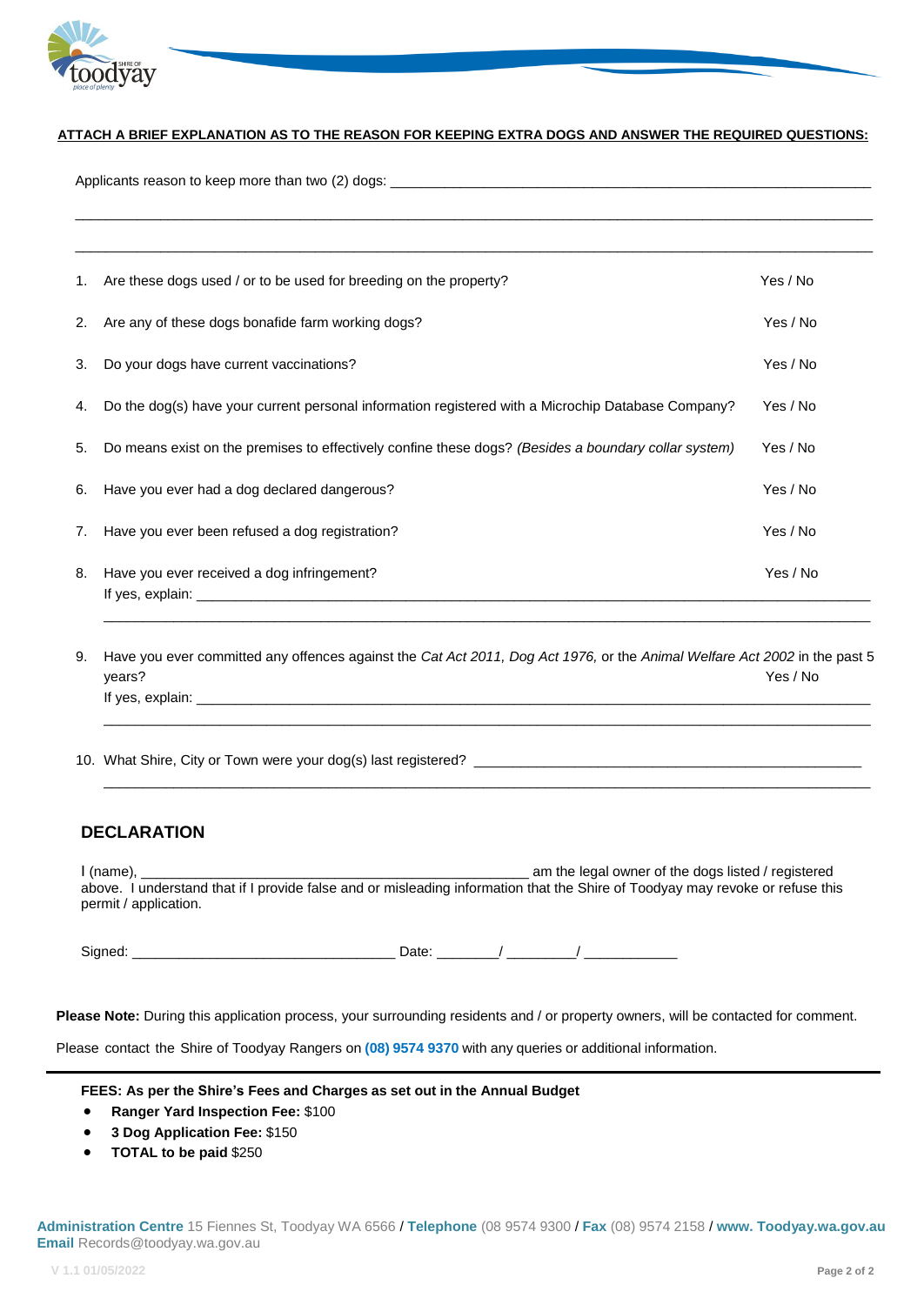**ATTACH A BRIEF EXPLANATION AS TO THE REASON FOR KEEPING EXTRA DOGS AND ANSWER THE REQUIRED QUESTIONS:**

Applicants reason to keep more than two (2) dogs: ______________________________________________________________

________________________________________________________________________________________________

________________________________________________________________________________________________

1. Are these dogs used / or to be used for breeding on the property? Yes / No
2. Are any of these dogs bonafide farm working dogs? Yes / No
3. Do your dogs have current vaccinations? Yes / No
4. Do the dog(s) have your current personal information registered with a Microchip Database Company? Yes / No
5. Do means exist on the premises to effectively confine these dogs? *(Besides a boundary collar system)* Yes / No
6. Have you ever had a dog declared dangerous? Yes / No
7. Have you ever been refused a dog registration? Yes / No
8. Have you ever received a dog infringement? Yes / No
   If yes, explain: ______________________________________________________________________________
   ________________________________________________________________________________________________
9. Have you ever committed any offences against the *Cat Act 2011, Dog Act 1976,* or the *Animal Welfare Act 2002* in the past 5 years? Yes / No
   If yes, explain: ______________________________________________________________________________
   ________________________________________________________________________________________________
10. What Shire, City or Town were your dog(s) last registered? ____________________________________________
    ________________________________________________________________________________________________

## DECLARATION

I (name), ____________________________________________ am the legal owner of the dogs listed / registered above. I understand that if I provide false and or misleading information that the Shire of Toodyay may revoke or refuse this permit / application.

Signed: _______________________________ Date: _______/ ________/ ___________

**Please Note:** During this application process, your surrounding residents and / or property owners, will be contacted for comment.

Please contact the Shire of Toodyay Rangers on **(08) 9574 9370** with any queries or additional information.

**FEES: As per the Shire's Fees and Charges as set out in the Annual Budget**

- **Ranger Yard Inspection Fee:** $100
- **3 Dog Application Fee:** $150
- **TOTAL to be paid** $250

**Administration Centre** 15 Fiennes St, Toodyay WA 6566 / **Telephone** (08 9574 9300 / **Fax** (08) 9574 2158 / **www. Toodyay.wa.gov.au**
**Email** Records@toodyay.wa.gov.au

V 1.1 01/05/2022